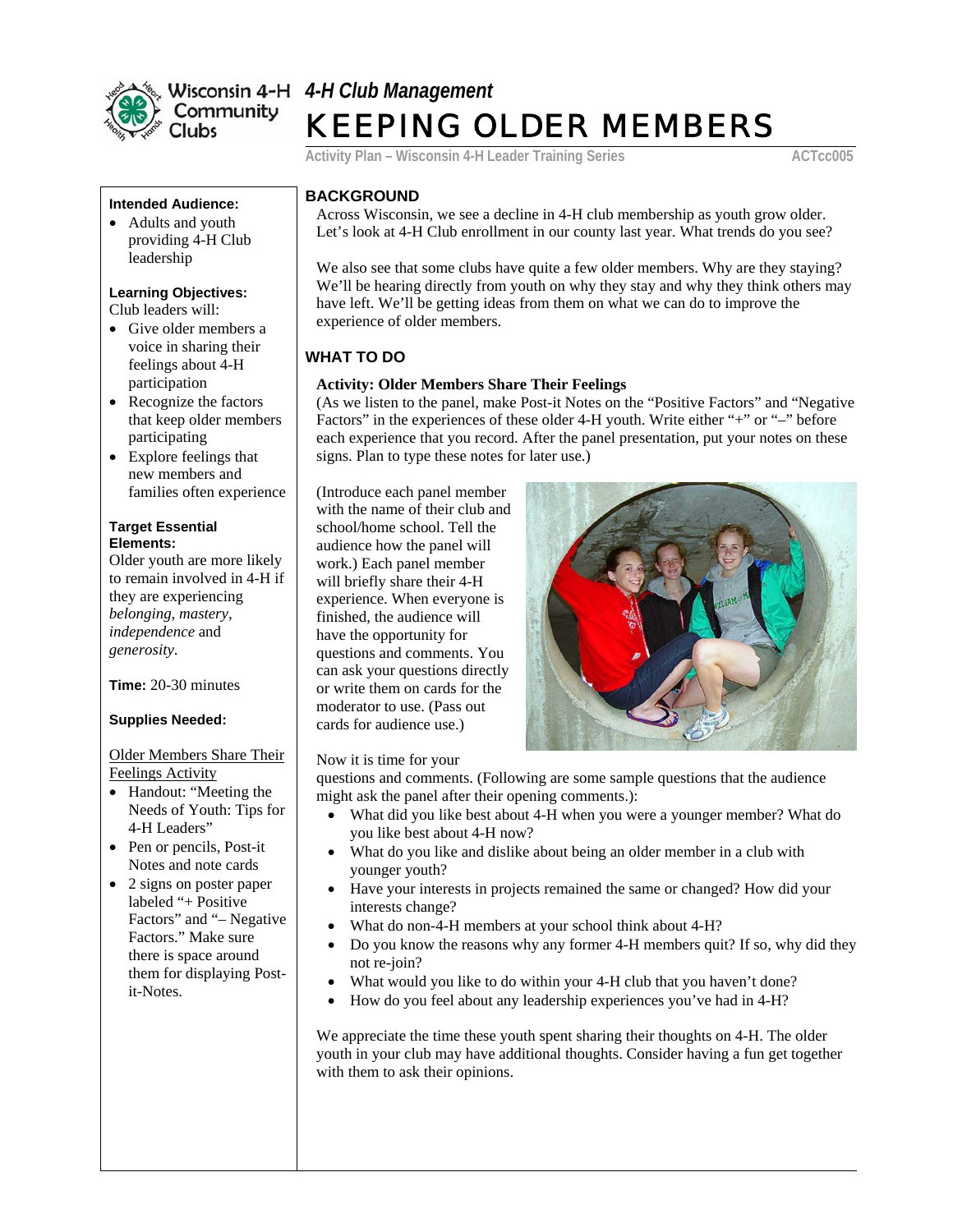Wisconsin 4-H Community Clubs

*4-H Club Management*

# KEEPING OLDER MEMBERS

Activity Plan – Wisconsin 4-H Leader Training Series ACTcc005

**Intended Audience:**

- Adults and youth providing 4-H Club leadership

**Learning Objectives:**

Club leaders will:

- Give older members a voice in sharing their feelings about 4-H participation
- Recognize the factors that keep older members participating
- Explore feelings that new members and families often experience

**Target Essential Elements:**

Older youth are more likely to remain involved in 4-H if they are experiencing *belonging, mastery, independence* and *generosity*.

**Time:** 20-30 minutes

**Supplies Needed:**

Older Members Share Their Feelings Activity

- Handout: "Meeting the Needs of Youth: Tips for 4-H Leaders"
- Pen or pencils, Post-it Notes and note cards
- 2 signs on poster paper labeled "+ Positive Factors" and "– Negative Factors." Make sure there is space around them for displaying Post-it-Notes.

## BACKGROUND

Across Wisconsin, we see a decline in 4-H club membership as youth grow older. Let's look at 4-H Club enrollment in our county last year. What trends do you see?

We also see that some clubs have quite a few older members. Why are they staying? We'll be hearing directly from youth on why they stay and why they think others may have left. We'll be getting ideas from them on what we can do to improve the experience of older members.

## WHAT TO DO

**Activity: Older Members Share Their Feelings**

(As we listen to the panel, make Post-it Notes on the "Positive Factors" and "Negative Factors" in the experiences of these older 4-H youth. Write either "+" or "–" before each experience that you record. After the panel presentation, put your notes on these signs. Plan to type these notes for later use.)

(Introduce each panel member with the name of their club and school/home school. Tell the audience how the panel will work.) Each panel member will briefly share their 4-H experience. When everyone is finished, the audience will have the opportunity for questions and comments. You can ask your questions directly or write them on cards for the moderator to use. (Pass out cards for audience use.)

Now it is time for your questions and comments. (Following are some sample questions that the audience might ask the panel after their opening comments.):

- What did you like best about 4-H when you were a younger member? What do you like best about 4-H now?
- What do you like and dislike about being an older member in a club with younger youth?
- Have your interests in projects remained the same or changed? How did your interests change?
- What do non-4-H members at your school think about 4-H?
- Do you know the reasons why any former 4-H members quit? If so, why did they not re-join?
- What would you like to do within your 4-H club that you haven't done?
- How do you feel about any leadership experiences you've had in 4-H?

We appreciate the time these youth spent sharing their thoughts on 4-H. The older youth in your club may have additional thoughts. Consider having a fun get together with them to ask their opinions.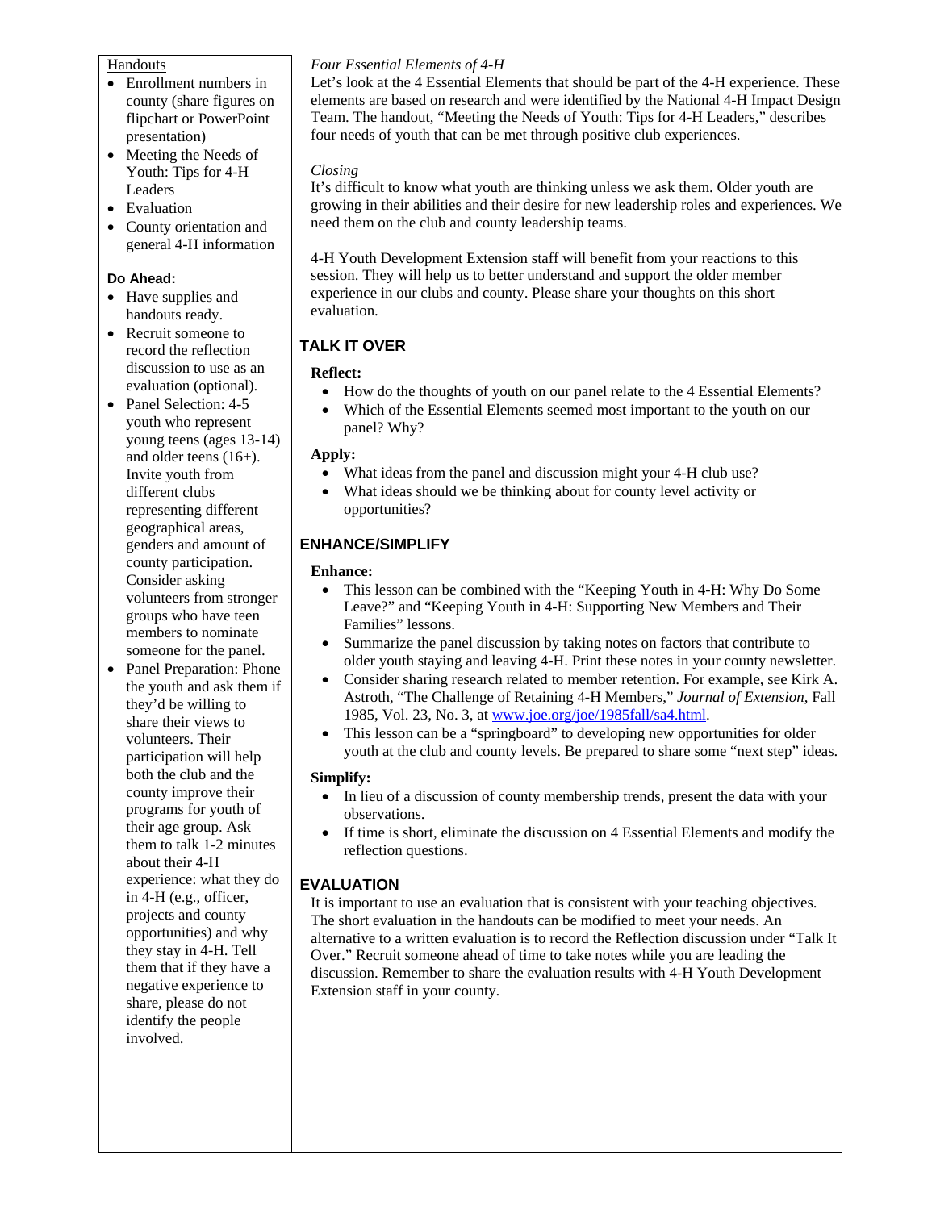Handouts

- Enrollment numbers in county (share figures on flipchart or PowerPoint presentation)
- Meeting the Needs of Youth: Tips for 4-H Leaders
- Evaluation
- County orientation and general 4-H information

**Do Ahead:**

- Have supplies and handouts ready.
- Recruit someone to record the reflection discussion to use as an evaluation (optional).
- Panel Selection: 4-5 youth who represent young teens (ages 13-14) and older teens (16+). Invite youth from different clubs representing different geographical areas, genders and amount of county participation. Consider asking volunteers from stronger groups who have teen members to nominate someone for the panel.
- Panel Preparation: Phone the youth and ask them if they'd be willing to share their views to volunteers. Their participation will help both the club and the county improve their programs for youth of their age group. Ask them to talk 1-2 minutes about their 4-H experience: what they do in 4-H (e.g., officer, projects and county opportunities) and why they stay in 4-H. Tell them that if they have a negative experience to share, please do not identify the people involved.

*Four Essential Elements of 4-H*

Let's look at the 4 Essential Elements that should be part of the 4-H experience. These elements are based on research and were identified by the National 4-H Impact Design Team. The handout, "Meeting the Needs of Youth: Tips for 4-H Leaders," describes four needs of youth that can be met through positive club experiences.

*Closing*

It's difficult to know what youth are thinking unless we ask them. Older youth are growing in their abilities and their desire for new leadership roles and experiences. We need them on the club and county leadership teams.

4-H Youth Development Extension staff will benefit from your reactions to this session. They will help us to better understand and support the older member experience in our clubs and county. Please share your thoughts on this short evaluation.

## TALK IT OVER

**Reflect:**

- How do the thoughts of youth on our panel relate to the 4 Essential Elements?
- Which of the Essential Elements seemed most important to the youth on our panel? Why?

**Apply:**

- What ideas from the panel and discussion might your 4-H club use?
- What ideas should we be thinking about for county level activity or opportunities?

## ENHANCE/SIMPLIFY

**Enhance:**

- This lesson can be combined with the "Keeping Youth in 4-H: Why Do Some Leave?" and "Keeping Youth in 4-H: Supporting New Members and Their Families" lessons.
- Summarize the panel discussion by taking notes on factors that contribute to older youth staying and leaving 4-H. Print these notes in your county newsletter.
- Consider sharing research related to member retention. For example, see Kirk A. Astroth, "The Challenge of Retaining 4-H Members," *Journal of Extension*, Fall 1985, Vol. 23, No. 3, at www.joe.org/joe/1985fall/sa4.html.
- This lesson can be a "springboard" to developing new opportunities for older youth at the club and county levels. Be prepared to share some "next step" ideas.

**Simplify:**

- In lieu of a discussion of county membership trends, present the data with your observations.
- If time is short, eliminate the discussion on 4 Essential Elements and modify the reflection questions.

## EVALUATION

It is important to use an evaluation that is consistent with your teaching objectives. The short evaluation in the handouts can be modified to meet your needs. An alternative to a written evaluation is to record the Reflection discussion under "Talk It Over." Recruit someone ahead of time to take notes while you are leading the discussion. Remember to share the evaluation results with 4-H Youth Development Extension staff in your county.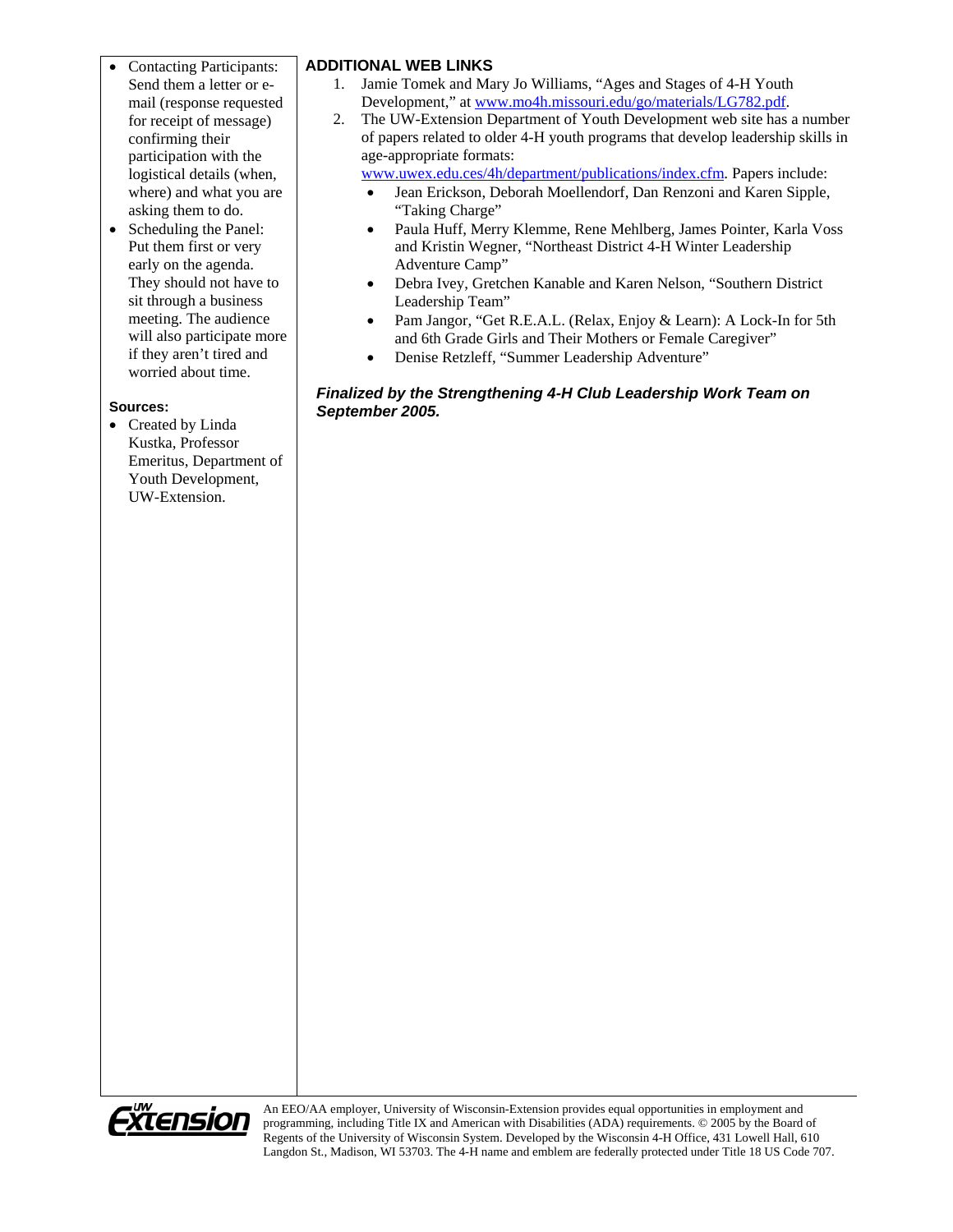- Contacting Participants: Send them a letter or e-mail (response requested for receipt of message) confirming their participation with the logistical details (when, where) and what you are asking them to do.
- Scheduling the Panel: Put them first or very early on the agenda. They should not have to sit through a business meeting. The audience will also participate more if they aren't tired and worried about time.

**Sources:**

- Created by Linda Kustka, Professor Emeritus, Department of Youth Development, UW-Extension.

## ADDITIONAL WEB LINKS

1. Jamie Tomek and Mary Jo Williams, "Ages and Stages of 4-H Youth Development," at www.mo4h.missouri.edu/go/materials/LG782.pdf.
2. The UW-Extension Department of Youth Development web site has a number of papers related to older 4-H youth programs that develop leadership skills in age-appropriate formats: www.uwex.edu.ces/4h/department/publications/index.cfm. Papers include:
   - Jean Erickson, Deborah Moellendorf, Dan Renzoni and Karen Sipple, "Taking Charge"
   - Paula Huff, Merry Klemme, Rene Mehlberg, James Pointer, Karla Voss and Kristin Wegner, "Northeast District 4-H Winter Leadership Adventure Camp"
   - Debra Ivey, Gretchen Kanable and Karen Nelson, "Southern District Leadership Team"
   - Pam Jangor, "Get R.E.A.L. (Relax, Enjoy & Learn): A Lock-In for 5th and 6th Grade Girls and Their Mothers or Female Caregiver"
   - Denise Retzleff, "Summer Leadership Adventure"

***Finalized by the Strengthening 4-H Club Leadership Work Team on September 2005.***

An EEO/AA employer, University of Wisconsin-Extension provides equal opportunities in employment and programming, including Title IX and American with Disabilities (ADA) requirements. © 2005 by the Board of Regents of the University of Wisconsin System. Developed by the Wisconsin 4-H Office, 431 Lowell Hall, 610 Langdon St., Madison, WI 53703. The 4-H name and emblem are federally protected under Title 18 US Code 707.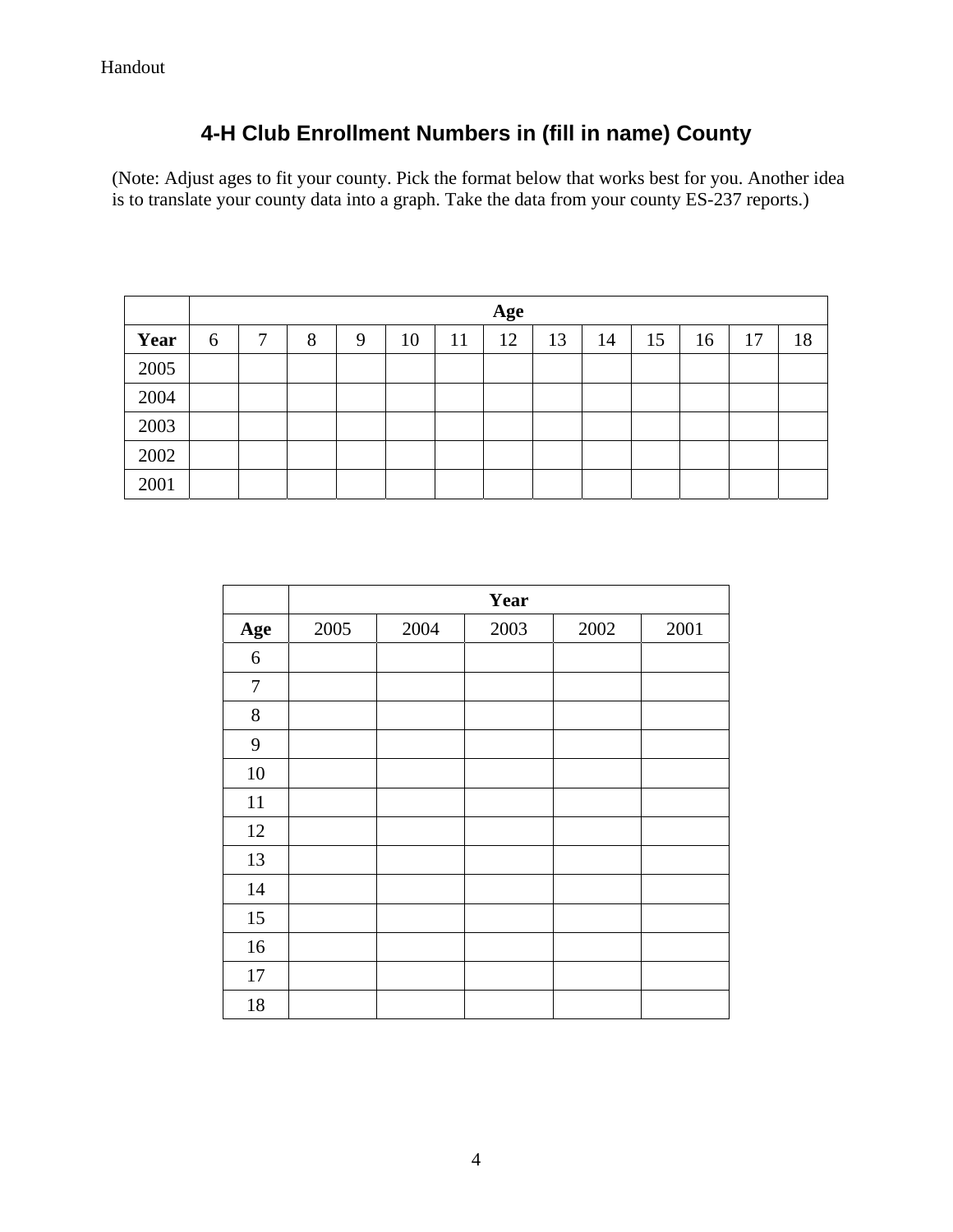Handout

# 4-H Club Enrollment Numbers in (fill in name) County

(Note: Adjust ages to fit your county. Pick the format below that works best for you. Another idea is to translate your county data into a graph. Take the data from your county ES-237 reports.)

| | Age | | | | | | | | | | | | |
|---|---|---|---|---|---|---|---|---|---|---|---|---|---|
| **Year** | 6 | 7 | 8 | 9 | 10 | 11 | 12 | 13 | 14 | 15 | 16 | 17 | 18 |
| 2005 | | | | | | | | | | | | | |
| 2004 | | | | | | | | | | | | | |
| 2003 | | | | | | | | | | | | | |
| 2002 | | | | | | | | | | | | | |
| 2001 | | | | | | | | | | | | | |

| | Year | | | | |
|---|---|---|---|---|---|
| **Age** | 2005 | 2004 | 2003 | 2002 | 2001 |
| 6 | | | | | |
| 7 | | | | | |
| 8 | | | | | |
| 9 | | | | | |
| 10 | | | | | |
| 11 | | | | | |
| 12 | | | | | |
| 13 | | | | | |
| 14 | | | | | |
| 15 | | | | | |
| 16 | | | | | |
| 17 | | | | | |
| 18 | | | | | |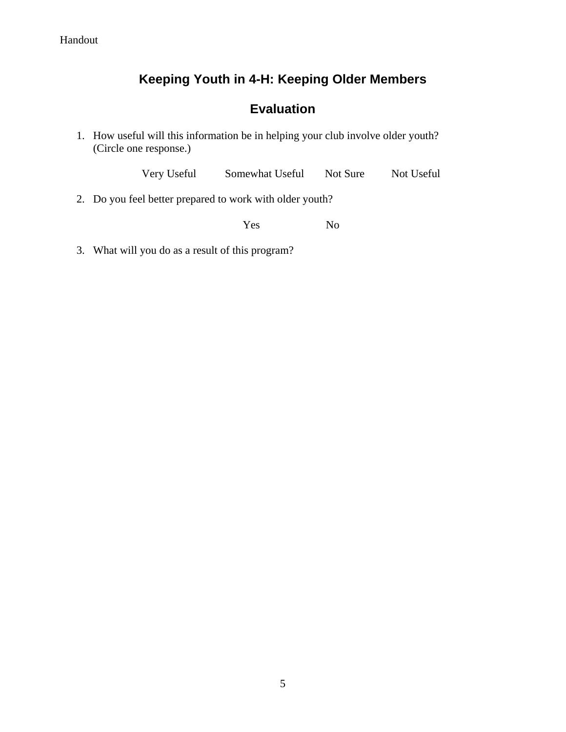Handout

# Keeping Youth in 4-H: Keeping Older Members

## Evaluation

1. How useful will this information be in helping your club involve older youth? (Circle one response.)

   Very Useful    Somewhat Useful    Not Sure    Not Useful

2. Do you feel better prepared to work with older youth?

   Yes    No

3. What will you do as a result of this program?